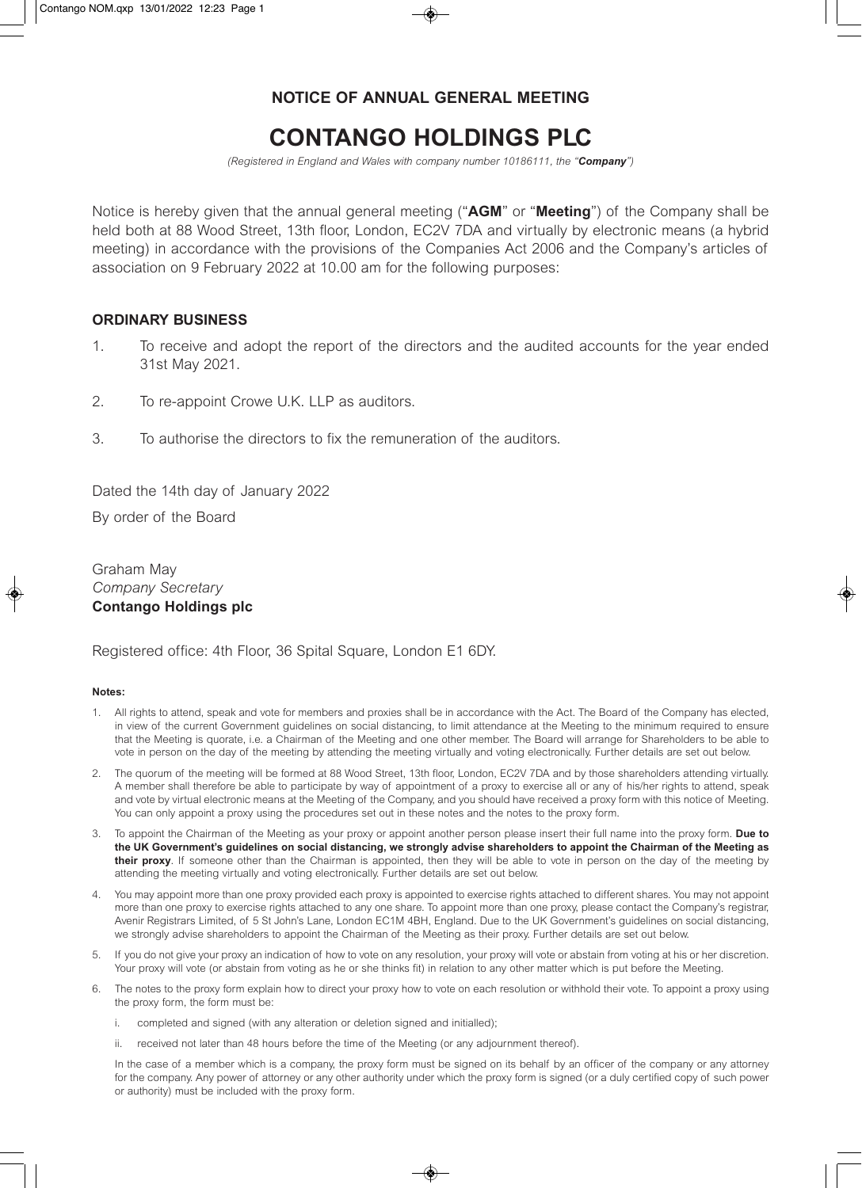## NOTICE OF ANNUAL GENERAL MEETING

# CONTANGO HOLDINGS PLC

*(Registered in England and Wales with company number 10186111, the "**Company**")*

Notice is hereby given that the annual general meeting ("**AGM**" or "**Meeting**") of the Company shall be held both at 88 Wood Street, 13th floor, London, EC2V 7DA and virtually by electronic means (a hybrid meeting) in accordance with the provisions of the Companies Act 2006 and the Company's articles of association on 9 February 2022 at 10.00 am for the following purposes:

### ORDINARY BUSINESS

1. To receive and adopt the report of the directors and the audited accounts for the year ended 31st May 2021.
2. To re-appoint Crowe U.K. LLP as auditors.
3. To authorise the directors to fix the remuneration of the auditors.

Dated the 14th day of January 2022

By order of the Board

Graham May
*Company Secretary*
**Contango Holdings plc**

Registered office: 4th Floor, 36 Spital Square, London E1 6DY.

**Notes:**

1. All rights to attend, speak and vote for members and proxies shall be in accordance with the Act. The Board of the Company has elected, in view of the current Government guidelines on social distancing, to limit attendance at the Meeting to the minimum required to ensure that the Meeting is quorate, i.e. a Chairman of the Meeting and one other member. The Board will arrange for Shareholders to be able to vote in person on the day of the meeting by attending the meeting virtually and voting electronically. Further details are set out below.
2. The quorum of the meeting will be formed at 88 Wood Street, 13th floor, London, EC2V 7DA and by those shareholders attending virtually. A member shall therefore be able to participate by way of appointment of a proxy to exercise all or any of his/her rights to attend, speak and vote by virtual electronic means at the Meeting of the Company, and you should have received a proxy form with this notice of Meeting. You can only appoint a proxy using the procedures set out in these notes and the notes to the proxy form.
3. To appoint the Chairman of the Meeting as your proxy or appoint another person please insert their full name into the proxy form. **Due to the UK Government's guidelines on social distancing, we strongly advise shareholders to appoint the Chairman of the Meeting as their proxy**. If someone other than the Chairman is appointed, then they will be able to vote in person on the day of the meeting by attending the meeting virtually and voting electronically. Further details are set out below.
4. You may appoint more than one proxy provided each proxy is appointed to exercise rights attached to different shares. You may not appoint more than one proxy to exercise rights attached to any one share. To appoint more than one proxy, please contact the Company's registrar, Avenir Registrars Limited, of 5 St John's Lane, London EC1M 4BH, England. Due to the UK Government's guidelines on social distancing, we strongly advise shareholders to appoint the Chairman of the Meeting as their proxy. Further details are set out below.
5. If you do not give your proxy an indication of how to vote on any resolution, your proxy will vote or abstain from voting at his or her discretion. Your proxy will vote (or abstain from voting as he or she thinks fit) in relation to any other matter which is put before the Meeting.
6. The notes to the proxy form explain how to direct your proxy how to vote on each resolution or withhold their vote. To appoint a proxy using the proxy form, the form must be:
   i. completed and signed (with any alteration or deletion signed and initialled);
   ii. received not later than 48 hours before the time of the Meeting (or any adjournment thereof).

   In the case of a member which is a company, the proxy form must be signed on its behalf by an officer of the company or any attorney for the company. Any power of attorney or any other authority under which the proxy form is signed (or a duly certified copy of such power or authority) must be included with the proxy form.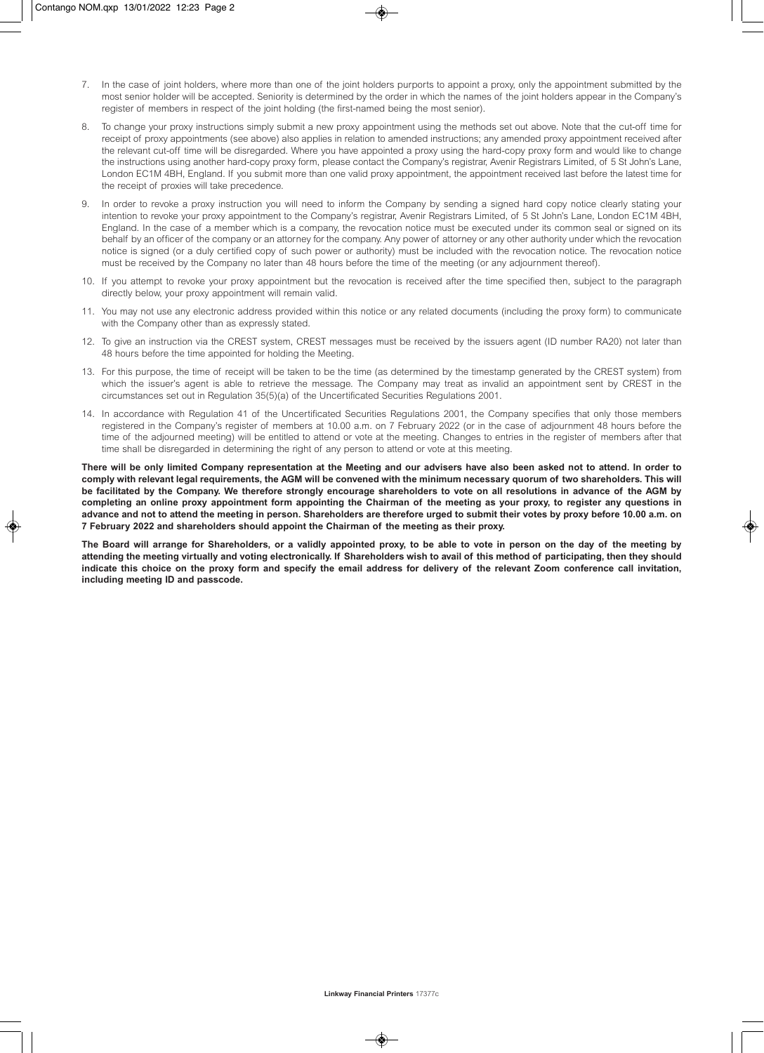7. In the case of joint holders, where more than one of the joint holders purports to appoint a proxy, only the appointment submitted by the most senior holder will be accepted. Seniority is determined by the order in which the names of the joint holders appear in the Company's register of members in respect of the joint holding (the first-named being the most senior).

8. To change your proxy instructions simply submit a new proxy appointment using the methods set out above. Note that the cut-off time for receipt of proxy appointments (see above) also applies in relation to amended instructions; any amended proxy appointment received after the relevant cut-off time will be disregarded. Where you have appointed a proxy using the hard-copy proxy form and would like to change the instructions using another hard-copy proxy form, please contact the Company's registrar, Avenir Registrars Limited, of 5 St John's Lane, London EC1M 4BH, England. If you submit more than one valid proxy appointment, the appointment received last before the latest time for the receipt of proxies will take precedence.

9. In order to revoke a proxy instruction you will need to inform the Company by sending a signed hard copy notice clearly stating your intention to revoke your proxy appointment to the Company's registrar, Avenir Registrars Limited, of 5 St John's Lane, London EC1M 4BH, England. In the case of a member which is a company, the revocation notice must be executed under its common seal or signed on its behalf by an officer of the company or an attorney for the company. Any power of attorney or any other authority under which the revocation notice is signed (or a duly certified copy of such power or authority) must be included with the revocation notice. The revocation notice must be received by the Company no later than 48 hours before the time of the meeting (or any adjournment thereof).

10. If you attempt to revoke your proxy appointment but the revocation is received after the time specified then, subject to the paragraph directly below, your proxy appointment will remain valid.

11. You may not use any electronic address provided within this notice or any related documents (including the proxy form) to communicate with the Company other than as expressly stated.

12. To give an instruction via the CREST system, CREST messages must be received by the issuers agent (ID number RA20) not later than 48 hours before the time appointed for holding the Meeting.

13. For this purpose, the time of receipt will be taken to be the time (as determined by the timestamp generated by the CREST system) from which the issuer's agent is able to retrieve the message. The Company may treat as invalid an appointment sent by CREST in the circumstances set out in Regulation 35(5)(a) of the Uncertificated Securities Regulations 2001.

14. In accordance with Regulation 41 of the Uncertificated Securities Regulations 2001, the Company specifies that only those members registered in the Company's register of members at 10.00 a.m. on 7 February 2022 (or in the case of adjournment 48 hours before the time of the adjourned meeting) will be entitled to attend or vote at the meeting. Changes to entries in the register of members after that time shall be disregarded in determining the right of any person to attend or vote at this meeting.

**There will be only limited Company representation at the Meeting and our advisers have also been asked not to attend. In order to comply with relevant legal requirements, the AGM will be convened with the minimum necessary quorum of two shareholders. This will be facilitated by the Company. We therefore strongly encourage shareholders to vote on all resolutions in advance of the AGM by completing an online proxy appointment form appointing the Chairman of the meeting as your proxy, to register any questions in advance and not to attend the meeting in person. Shareholders are therefore urged to submit their votes by proxy before 10.00 a.m. on 7 February 2022 and shareholders should appoint the Chairman of the meeting as their proxy.**

**The Board will arrange for Shareholders, or a validly appointed proxy, to be able to vote in person on the day of the meeting by attending the meeting virtually and voting electronically. If Shareholders wish to avail of this method of participating, then they should indicate this choice on the proxy form and specify the email address for delivery of the relevant Zoom conference call invitation, including meeting ID and passcode.**